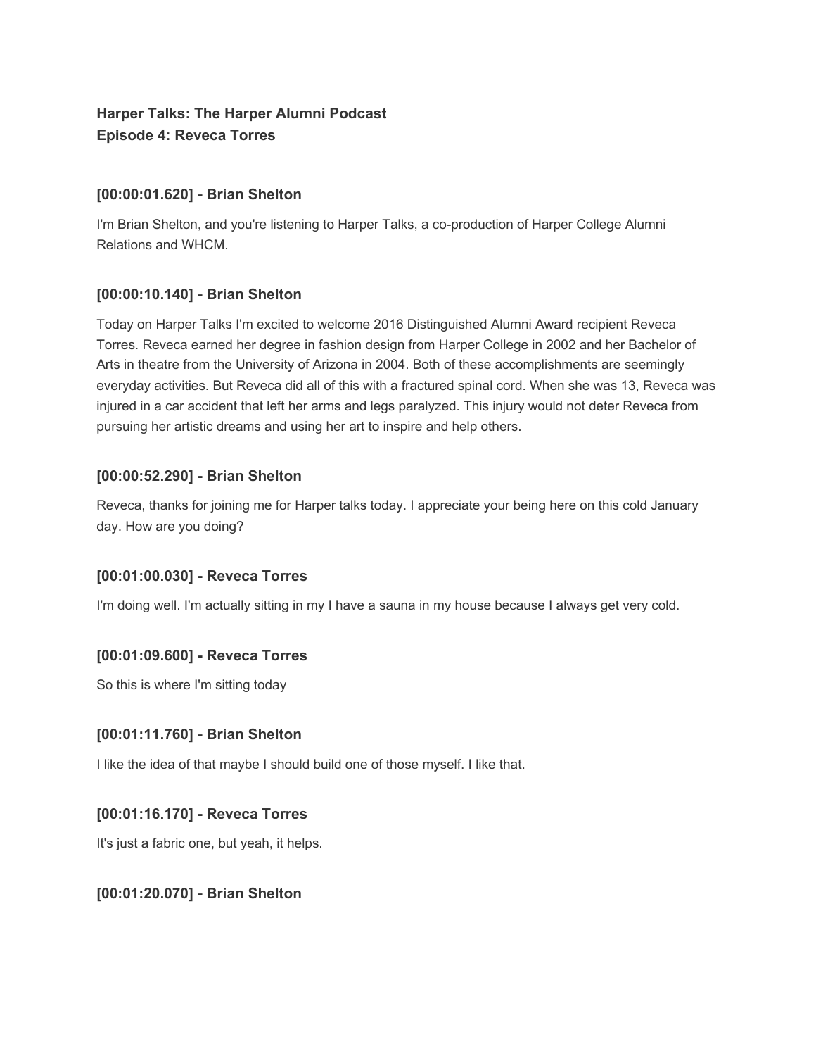**Harper Talks: The Harper Alumni Podcast**
**Episode 4: Reveca Torres**

**[00:00:01.620] - Brian Shelton**

I'm Brian Shelton, and you're listening to Harper Talks, a co-production of Harper College Alumni Relations and WHCM.

**[00:00:10.140] - Brian Shelton**

Today on Harper Talks I'm excited to welcome 2016 Distinguished Alumni Award recipient Reveca Torres. Reveca earned her degree in fashion design from Harper College in 2002 and her Bachelor of Arts in theatre from the University of Arizona in 2004. Both of these accomplishments are seemingly everyday activities. But Reveca did all of this with a fractured spinal cord. When she was 13, Reveca was injured in a car accident that left her arms and legs paralyzed. This injury would not deter Reveca from pursuing her artistic dreams and using her art to inspire and help others.

**[00:00:52.290] - Brian Shelton**

Reveca, thanks for joining me for Harper talks today. I appreciate your being here on this cold January day. How are you doing?

**[00:01:00.030] - Reveca Torres**

I'm doing well. I'm actually sitting in my I have a sauna in my house because I always get very cold.

**[00:01:09.600] - Reveca Torres**

So this is where I'm sitting today

**[00:01:11.760] - Brian Shelton**

I like the idea of that maybe I should build one of those myself. I like that.

**[00:01:16.170] - Reveca Torres**

It's just a fabric one, but yeah, it helps.

**[00:01:20.070] - Brian Shelton**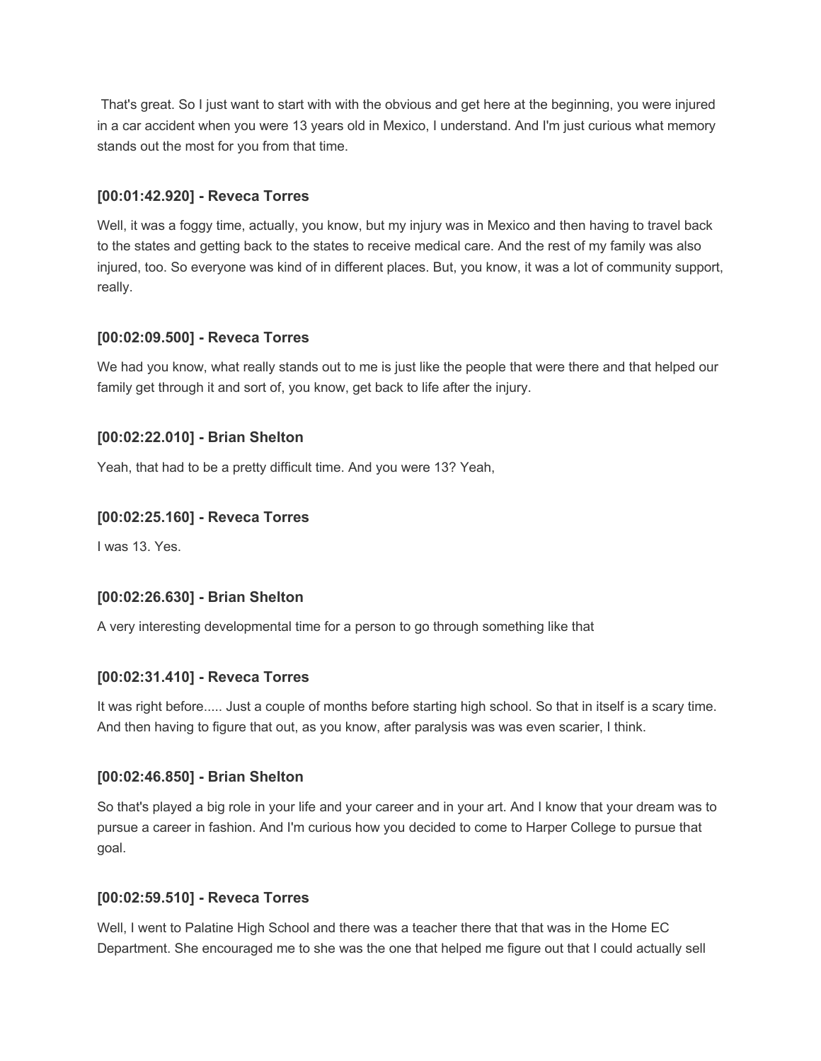That's great. So I just want to start with with the obvious and get here at the beginning, you were injured in a car accident when you were 13 years old in Mexico, I understand. And I'm just curious what memory stands out the most for you from that time.

**[00:01:42.920] - Reveca Torres**

Well, it was a foggy time, actually, you know, but my injury was in Mexico and then having to travel back to the states and getting back to the states to receive medical care. And the rest of my family was also injured, too. So everyone was kind of in different places. But, you know, it was a lot of community support, really.

**[00:02:09.500] - Reveca Torres**

We had you know, what really stands out to me is just like the people that were there and that helped our family get through it and sort of, you know, get back to life after the injury.

**[00:02:22.010] - Brian Shelton**

Yeah, that had to be a pretty difficult time. And you were 13? Yeah,

**[00:02:25.160] - Reveca Torres**

I was 13. Yes.

**[00:02:26.630] - Brian Shelton**

A very interesting developmental time for a person to go through something like that

**[00:02:31.410] - Reveca Torres**

It was right before..... Just a couple of months before starting high school. So that in itself is a scary time. And then having to figure that out, as you know, after paralysis was was even scarier, I think.

**[00:02:46.850] - Brian Shelton**

So that's played a big role in your life and your career and in your art. And I know that your dream was to pursue a career in fashion. And I'm curious how you decided to come to Harper College to pursue that goal.

**[00:02:59.510] - Reveca Torres**

Well, I went to Palatine High School and there was a teacher there that that was in the Home EC Department. She encouraged me to she was the one that helped me figure out that I could actually sell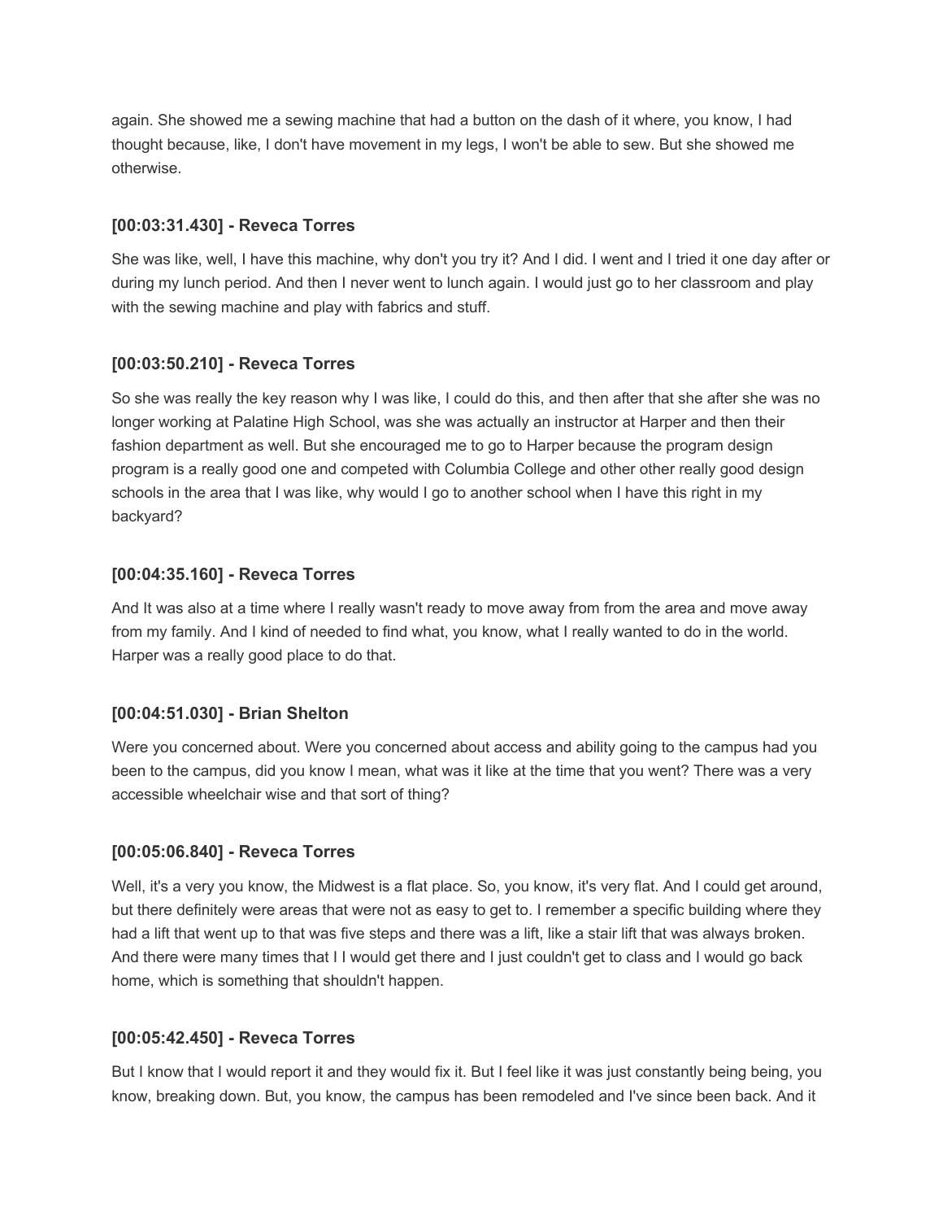again. She showed me a sewing machine that had a button on the dash of it where, you know, I had thought because, like, I don't have movement in my legs, I won't be able to sew. But she showed me otherwise.

### [00:03:31.430] - Reveca Torres

She was like, well, I have this machine, why don't you try it? And I did. I went and I tried it one day after or during my lunch period. And then I never went to lunch again. I would just go to her classroom and play with the sewing machine and play with fabrics and stuff.

### [00:03:50.210] - Reveca Torres

So she was really the key reason why I was like, I could do this, and then after that she after she was no longer working at Palatine High School, was she was actually an instructor at Harper and then their fashion department as well. But she encouraged me to go to Harper because the program design program is a really good one and competed with Columbia College and other other really good design schools in the area that I was like, why would I go to another school when I have this right in my backyard?

### [00:04:35.160] - Reveca Torres

And It was also at a time where I really wasn't ready to move away from from the area and move away from my family. And I kind of needed to find what, you know, what I really wanted to do in the world. Harper was a really good place to do that.

### [00:04:51.030] - Brian Shelton

Were you concerned about. Were you concerned about access and ability going to the campus had you been to the campus, did you know I mean, what was it like at the time that you went? There was a very accessible wheelchair wise and that sort of thing?

### [00:05:06.840] - Reveca Torres

Well, it's a very you know, the Midwest is a flat place. So, you know, it's very flat. And I could get around, but there definitely were areas that were not as easy to get to. I remember a specific building where they had a lift that went up to that was five steps and there was a lift, like a stair lift that was always broken. And there were many times that I I would get there and I just couldn't get to class and I would go back home, which is something that shouldn't happen.

### [00:05:42.450] - Reveca Torres

But I know that I would report it and they would fix it. But I feel like it was just constantly being being, you know, breaking down. But, you know, the campus has been remodeled and I've since been back. And it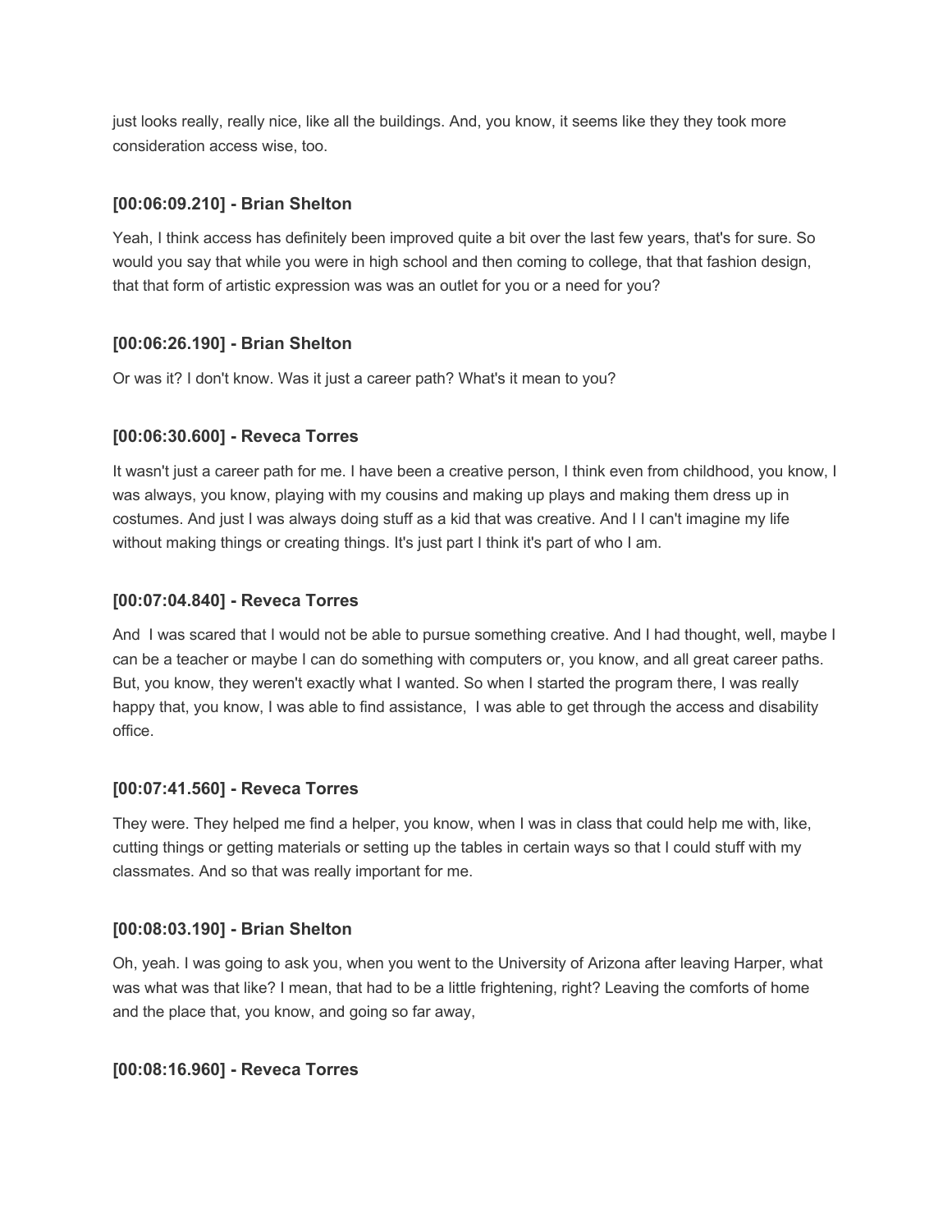just looks really, really nice, like all the buildings. And, you know, it seems like they they took more consideration access wise, too.

**[00:06:09.210] - Brian Shelton**

Yeah, I think access has definitely been improved quite a bit over the last few years, that's for sure. So would you say that while you were in high school and then coming to college, that that fashion design, that that form of artistic expression was was an outlet for you or a need for you?

**[00:06:26.190] - Brian Shelton**

Or was it? I don't know. Was it just a career path? What's it mean to you?

**[00:06:30.600] - Reveca Torres**

It wasn't just a career path for me. I have been a creative person, I think even from childhood, you know, I was always, you know, playing with my cousins and making up plays and making them dress up in costumes. And just I was always doing stuff as a kid that was creative. And I I can't imagine my life without making things or creating things. It's just part I think it's part of who I am.

**[00:07:04.840] - Reveca Torres**

And I was scared that I would not be able to pursue something creative. And I had thought, well, maybe I can be a teacher or maybe I can do something with computers or, you know, and all great career paths. But, you know, they weren't exactly what I wanted. So when I started the program there, I was really happy that, you know, I was able to find assistance, I was able to get through the access and disability office.

**[00:07:41.560] - Reveca Torres**

They were. They helped me find a helper, you know, when I was in class that could help me with, like, cutting things or getting materials or setting up the tables in certain ways so that I could stuff with my classmates. And so that was really important for me.

**[00:08:03.190] - Brian Shelton**

Oh, yeah. I was going to ask you, when you went to the University of Arizona after leaving Harper, what was what was that like? I mean, that had to be a little frightening, right? Leaving the comforts of home and the place that, you know, and going so far away,

**[00:08:16.960] - Reveca Torres**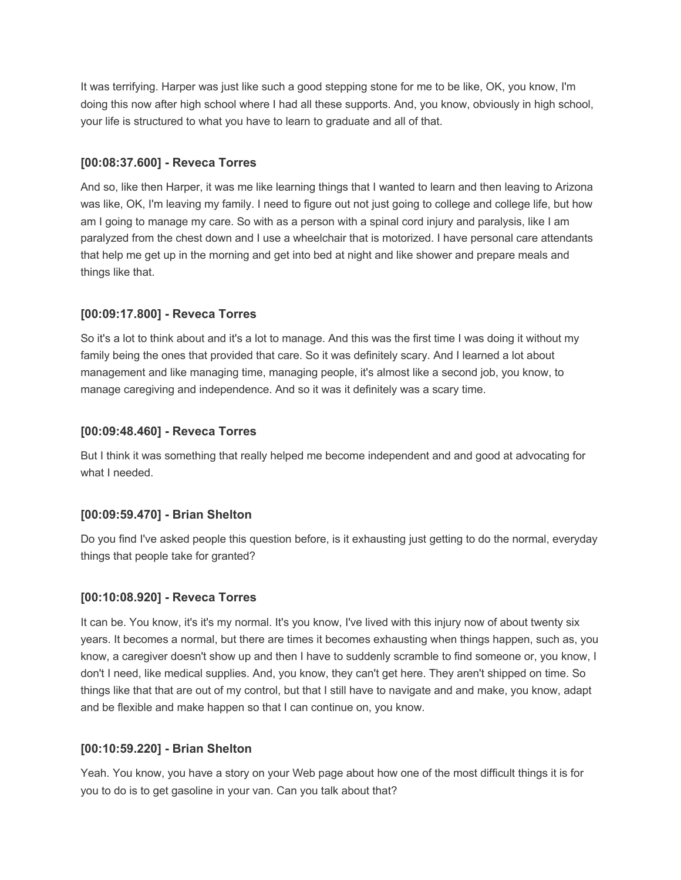It was terrifying. Harper was just like such a good stepping stone for me to be like, OK, you know, I'm doing this now after high school where I had all these supports. And, you know, obviously in high school, your life is structured to what you have to learn to graduate and all of that.

**[00:08:37.600] - Reveca Torres**

And so, like then Harper, it was me like learning things that I wanted to learn and then leaving to Arizona was like, OK, I'm leaving my family. I need to figure out not just going to college and college life, but how am I going to manage my care. So with as a person with a spinal cord injury and paralysis, like I am paralyzed from the chest down and I use a wheelchair that is motorized. I have personal care attendants that help me get up in the morning and get into bed at night and like shower and prepare meals and things like that.

**[00:09:17.800] - Reveca Torres**

So it's a lot to think about and it's a lot to manage. And this was the first time I was doing it without my family being the ones that provided that care. So it was definitely scary. And I learned a lot about management and like managing time, managing people, it's almost like a second job, you know, to manage caregiving and independence. And so it was it definitely was a scary time.

**[00:09:48.460] - Reveca Torres**

But I think it was something that really helped me become independent and and good at advocating for what I needed.

**[00:09:59.470] - Brian Shelton**

Do you find I've asked people this question before, is it exhausting just getting to do the normal, everyday things that people take for granted?

**[00:10:08.920] - Reveca Torres**

It can be. You know, it's it's my normal. It's you know, I've lived with this injury now of about twenty six years. It becomes a normal, but there are times it becomes exhausting when things happen, such as, you know, a caregiver doesn't show up and then I have to suddenly scramble to find someone or, you know, I don't I need, like medical supplies. And, you know, they can't get here. They aren't shipped on time. So things like that that are out of my control, but that I still have to navigate and and make, you know, adapt and be flexible and make happen so that I can continue on, you know.

**[00:10:59.220] - Brian Shelton**

Yeah. You know, you have a story on your Web page about how one of the most difficult things it is for you to do is to get gasoline in your van. Can you talk about that?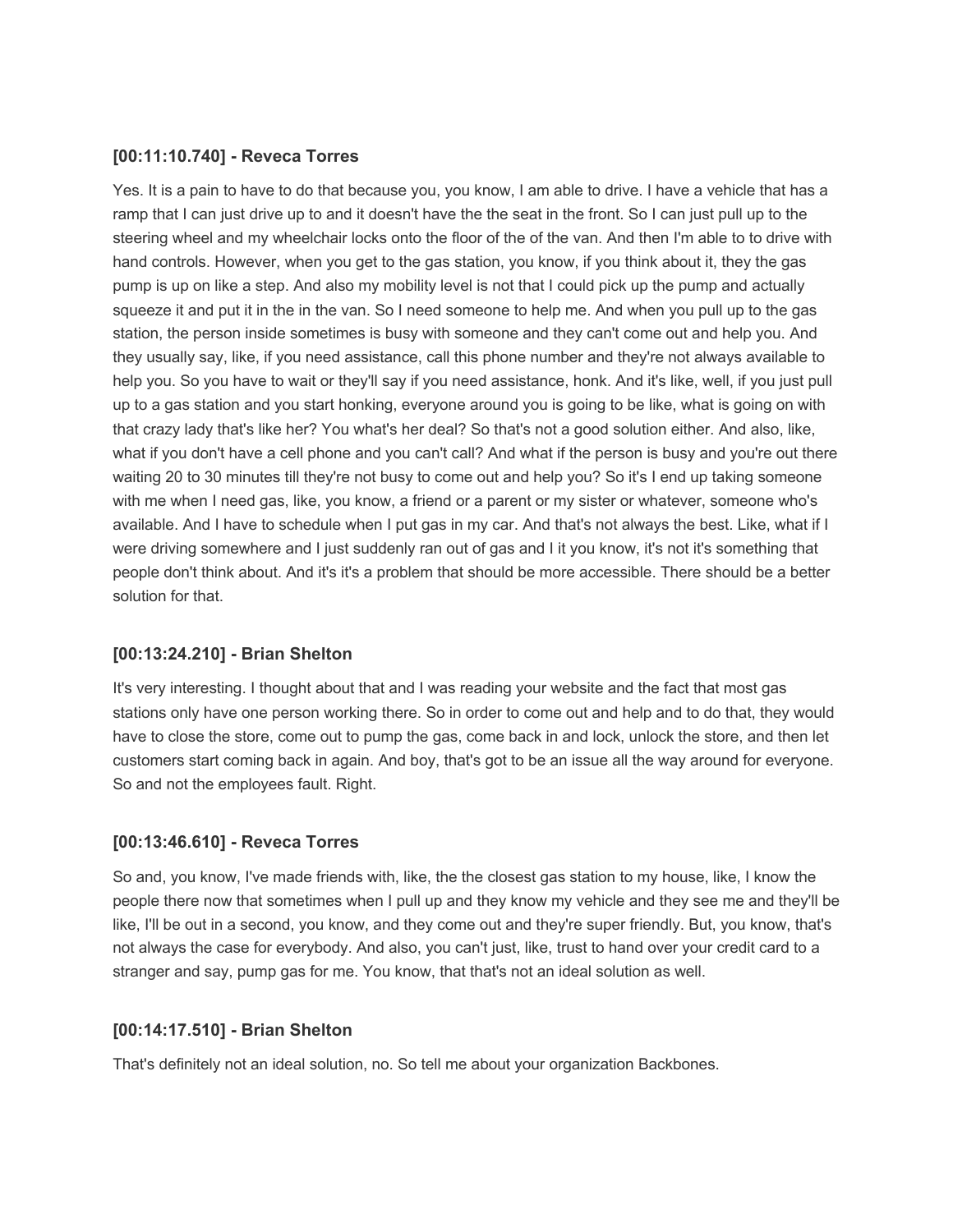**[00:11:10.740] - Reveca Torres**

Yes. It is a pain to have to do that because you, you know, I am able to drive. I have a vehicle that has a ramp that I can just drive up to and it doesn't have the the seat in the front. So I can just pull up to the steering wheel and my wheelchair locks onto the floor of the of the van. And then I'm able to to drive with hand controls. However, when you get to the gas station, you know, if you think about it, they the gas pump is up on like a step. And also my mobility level is not that I could pick up the pump and actually squeeze it and put it in the in the van. So I need someone to help me. And when you pull up to the gas station, the person inside sometimes is busy with someone and they can't come out and help you. And they usually say, like, if you need assistance, call this phone number and they're not always available to help you. So you have to wait or they'll say if you need assistance, honk. And it's like, well, if you just pull up to a gas station and you start honking, everyone around you is going to be like, what is going on with that crazy lady that's like her? You what's her deal? So that's not a good solution either. And also, like, what if you don't have a cell phone and you can't call? And what if the person is busy and you're out there waiting 20 to 30 minutes till they're not busy to come out and help you? So it's I end up taking someone with me when I need gas, like, you know, a friend or a parent or my sister or whatever, someone who's available. And I have to schedule when I put gas in my car. And that's not always the best. Like, what if I were driving somewhere and I just suddenly ran out of gas and I it you know, it's not it's something that people don't think about. And it's it's a problem that should be more accessible. There should be a better solution for that.

**[00:13:24.210] - Brian Shelton**

It's very interesting. I thought about that and I was reading your website and the fact that most gas stations only have one person working there. So in order to come out and help and to do that, they would have to close the store, come out to pump the gas, come back in and lock, unlock the store, and then let customers start coming back in again. And boy, that's got to be an issue all the way around for everyone. So and not the employees fault. Right.

**[00:13:46.610] - Reveca Torres**

So and, you know, I've made friends with, like, the the closest gas station to my house, like, I know the people there now that sometimes when I pull up and they know my vehicle and they see me and they'll be like, I'll be out in a second, you know, and they come out and they're super friendly. But, you know, that's not always the case for everybody. And also, you can't just, like, trust to hand over your credit card to a stranger and say, pump gas for me. You know, that that's not an ideal solution as well.

**[00:14:17.510] - Brian Shelton**

That's definitely not an ideal solution, no. So tell me about your organization Backbones.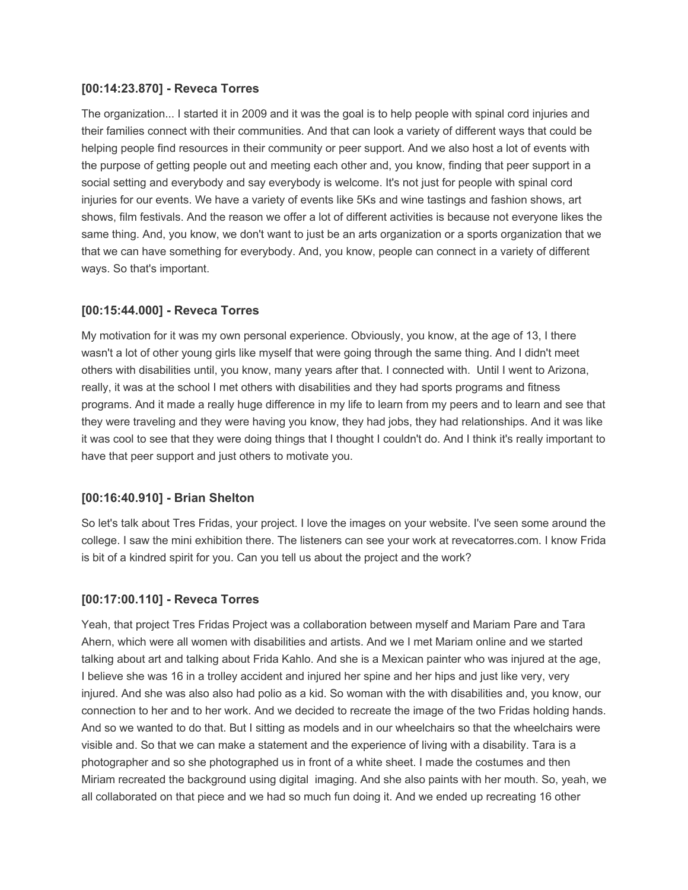### [00:14:23.870] - Reveca Torres

The organization... I started it in 2009 and it was the goal is to help people with spinal cord injuries and their families connect with their communities. And that can look a variety of different ways that could be helping people find resources in their community or peer support. And we also host a lot of events with the purpose of getting people out and meeting each other and, you know, finding that peer support in a social setting and everybody and say everybody is welcome. It's not just for people with spinal cord injuries for our events. We have a variety of events like 5Ks and wine tastings and fashion shows, art shows, film festivals. And the reason we offer a lot of different activities is because not everyone likes the same thing. And, you know, we don't want to just be an arts organization or a sports organization that we that we can have something for everybody. And, you know, people can connect in a variety of different ways. So that's important.

### [00:15:44.000] - Reveca Torres

My motivation for it was my own personal experience. Obviously, you know, at the age of 13, I there wasn't a lot of other young girls like myself that were going through the same thing. And I didn't meet others with disabilities until, you know, many years after that. I connected with. Until I went to Arizona, really, it was at the school I met others with disabilities and they had sports programs and fitness programs. And it made a really huge difference in my life to learn from my peers and to learn and see that they were traveling and they were having you know, they had jobs, they had relationships. And it was like it was cool to see that they were doing things that I thought I couldn't do. And I think it's really important to have that peer support and just others to motivate you.

### [00:16:40.910] - Brian Shelton

So let's talk about Tres Fridas, your project. I love the images on your website. I've seen some around the college. I saw the mini exhibition there. The listeners can see your work at revecatorres.com. I know Frida is bit of a kindred spirit for you. Can you tell us about the project and the work?

### [00:17:00.110] - Reveca Torres

Yeah, that project Tres Fridas Project was a collaboration between myself and Mariam Pare and Tara Ahern, which were all women with disabilities and artists. And we I met Mariam online and we started talking about art and talking about Frida Kahlo. And she is a Mexican painter who was injured at the age, I believe she was 16 in a trolley accident and injured her spine and her hips and just like very, very injured. And she was also also had polio as a kid. So woman with the with disabilities and, you know, our connection to her and to her work. And we decided to recreate the image of the two Fridas holding hands. And so we wanted to do that. But I sitting as models and in our wheelchairs so that the wheelchairs were visible and. So that we can make a statement and the experience of living with a disability. Tara is a photographer and so she photographed us in front of a white sheet. I made the costumes and then Miriam recreated the background using digital imaging. And she also paints with her mouth. So, yeah, we all collaborated on that piece and we had so much fun doing it. And we ended up recreating 16 other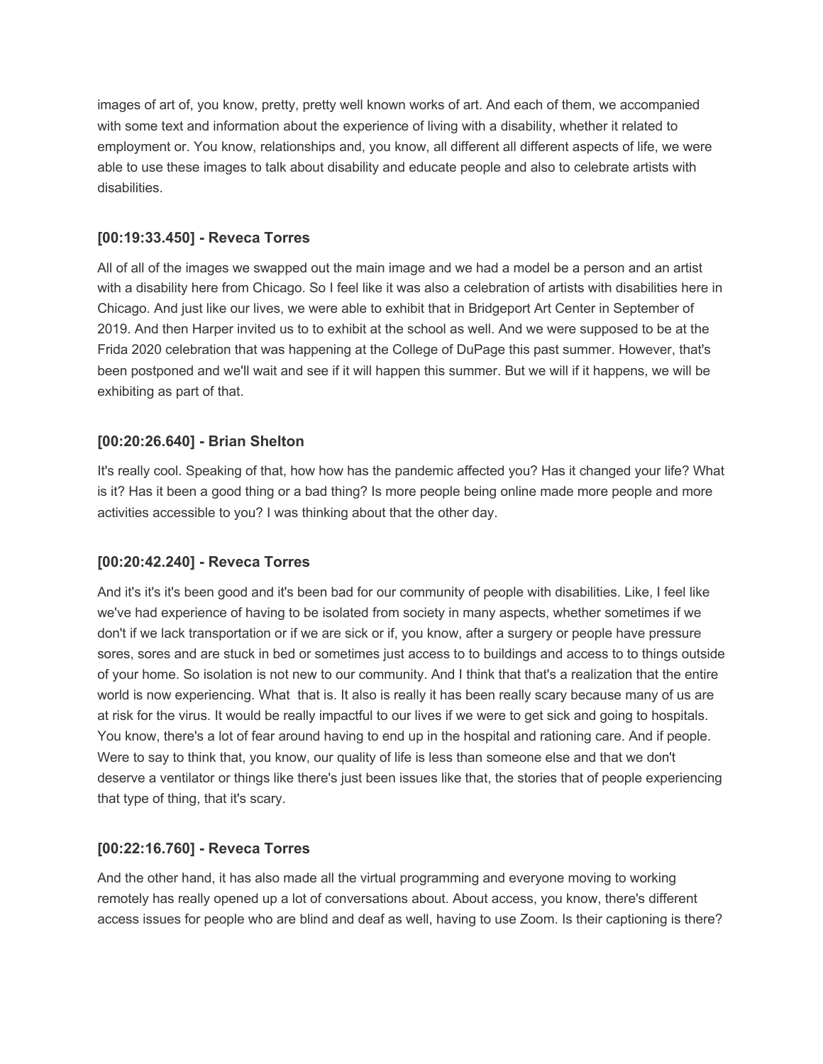images of art of, you know, pretty, pretty well known works of art. And each of them, we accompanied with some text and information about the experience of living with a disability, whether it related to employment or. You know, relationships and, you know, all different all different aspects of life, we were able to use these images to talk about disability and educate people and also to celebrate artists with disabilities.

**[00:19:33.450] - Reveca Torres**

All of all of the images we swapped out the main image and we had a model be a person and an artist with a disability here from Chicago. So I feel like it was also a celebration of artists with disabilities here in Chicago. And just like our lives, we were able to exhibit that in Bridgeport Art Center in September of 2019. And then Harper invited us to to exhibit at the school as well. And we were supposed to be at the Frida 2020 celebration that was happening at the College of DuPage this past summer. However, that's been postponed and we'll wait and see if it will happen this summer. But we will if it happens, we will be exhibiting as part of that.

**[00:20:26.640] - Brian Shelton**

It's really cool. Speaking of that, how how has the pandemic affected you? Has it changed your life? What is it? Has it been a good thing or a bad thing? Is more people being online made more people and more activities accessible to you? I was thinking about that the other day.

**[00:20:42.240] - Reveca Torres**

And it's it's it's been good and it's been bad for our community of people with disabilities. Like, I feel like we've had experience of having to be isolated from society in many aspects, whether sometimes if we don't if we lack transportation or if we are sick or if, you know, after a surgery or people have pressure sores, sores and are stuck in bed or sometimes just access to to buildings and access to to things outside of your home. So isolation is not new to our community. And I think that that's a realization that the entire world is now experiencing. What that is. It also is really it has been really scary because many of us are at risk for the virus. It would be really impactful to our lives if we were to get sick and going to hospitals. You know, there's a lot of fear around having to end up in the hospital and rationing care. And if people. Were to say to think that, you know, our quality of life is less than someone else and that we don't deserve a ventilator or things like there's just been issues like that, the stories that of people experiencing that type of thing, that it's scary.

**[00:22:16.760] - Reveca Torres**

And the other hand, it has also made all the virtual programming and everyone moving to working remotely has really opened up a lot of conversations about. About access, you know, there's different access issues for people who are blind and deaf as well, having to use Zoom. Is their captioning is there?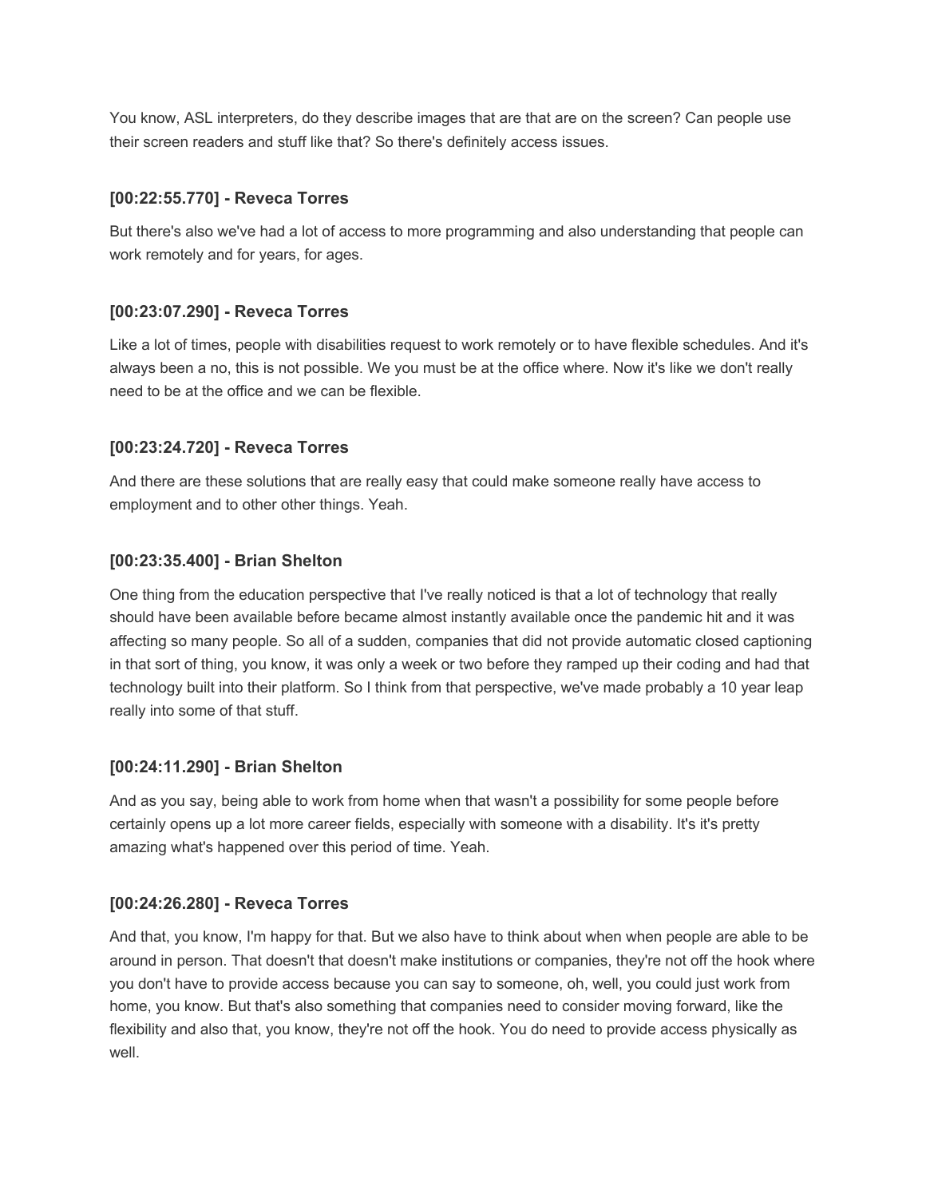You know, ASL interpreters, do they describe images that are that are on the screen? Can people use their screen readers and stuff like that? So there's definitely access issues.

**[00:22:55.770] - Reveca Torres**

But there's also we've had a lot of access to more programming and also understanding that people can work remotely and for years, for ages.

**[00:23:07.290] - Reveca Torres**

Like a lot of times, people with disabilities request to work remotely or to have flexible schedules. And it's always been a no, this is not possible. We you must be at the office where. Now it's like we don't really need to be at the office and we can be flexible.

**[00:23:24.720] - Reveca Torres**

And there are these solutions that are really easy that could make someone really have access to employment and to other other things. Yeah.

**[00:23:35.400] - Brian Shelton**

One thing from the education perspective that I've really noticed is that a lot of technology that really should have been available before became almost instantly available once the pandemic hit and it was affecting so many people. So all of a sudden, companies that did not provide automatic closed captioning in that sort of thing, you know, it was only a week or two before they ramped up their coding and had that technology built into their platform. So I think from that perspective, we've made probably a 10 year leap really into some of that stuff.

**[00:24:11.290] - Brian Shelton**

And as you say, being able to work from home when that wasn't a possibility for some people before certainly opens up a lot more career fields, especially with someone with a disability. It's it's pretty amazing what's happened over this period of time. Yeah.

**[00:24:26.280] - Reveca Torres**

And that, you know, I'm happy for that. But we also have to think about when when people are able to be around in person. That doesn't that doesn't make institutions or companies, they're not off the hook where you don't have to provide access because you can say to someone, oh, well, you could just work from home, you know. But that's also something that companies need to consider moving forward, like the flexibility and also that, you know, they're not off the hook. You do need to provide access physically as well.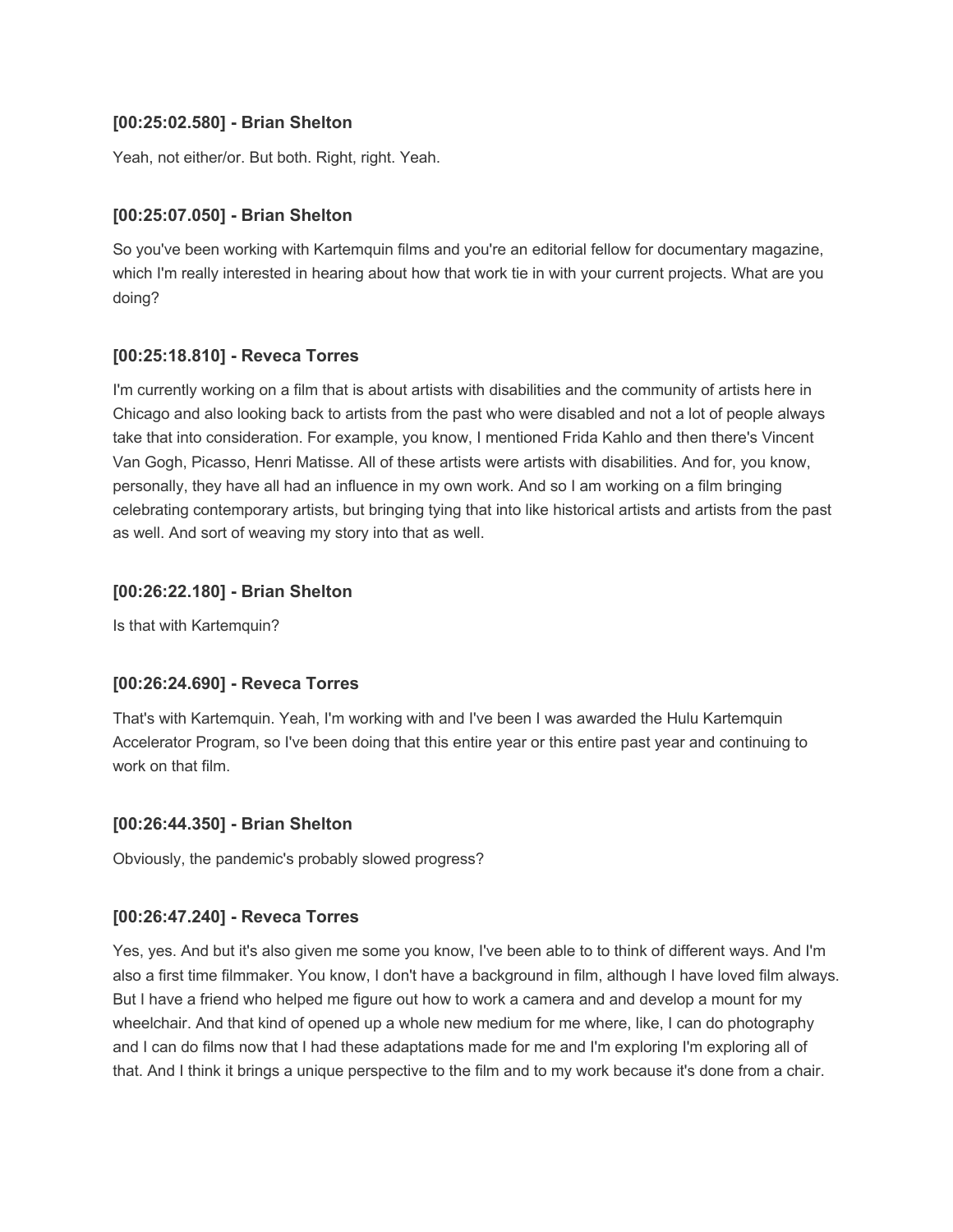**[00:25:02.580] - Brian Shelton**

Yeah, not either/or. But both. Right, right. Yeah.

**[00:25:07.050] - Brian Shelton**

So you've been working with Kartemquin films and you're an editorial fellow for documentary magazine, which I'm really interested in hearing about how that work tie in with your current projects. What are you doing?

**[00:25:18.810] - Reveca Torres**

I'm currently working on a film that is about artists with disabilities and the community of artists here in Chicago and also looking back to artists from the past who were disabled and not a lot of people always take that into consideration. For example, you know, I mentioned Frida Kahlo and then there's Vincent Van Gogh, Picasso, Henri Matisse. All of these artists were artists with disabilities. And for, you know, personally, they have all had an influence in my own work. And so I am working on a film bringing celebrating contemporary artists, but bringing tying that into like historical artists and artists from the past as well. And sort of weaving my story into that as well.

**[00:26:22.180] - Brian Shelton**

Is that with Kartemquin?

**[00:26:24.690] - Reveca Torres**

That's with Kartemquin. Yeah, I'm working with and I've been I was awarded the Hulu Kartemquin Accelerator Program, so I've been doing that this entire year or this entire past year and continuing to work on that film.

**[00:26:44.350] - Brian Shelton**

Obviously, the pandemic's probably slowed progress?

**[00:26:47.240] - Reveca Torres**

Yes, yes. And but it's also given me some you know, I've been able to to think of different ways. And I'm also a first time filmmaker. You know, I don't have a background in film, although I have loved film always. But I have a friend who helped me figure out how to work a camera and and develop a mount for my wheelchair. And that kind of opened up a whole new medium for me where, like, I can do photography and I can do films now that I had these adaptations made for me and I'm exploring I'm exploring all of that. And I think it brings a unique perspective to the film and to my work because it's done from a chair.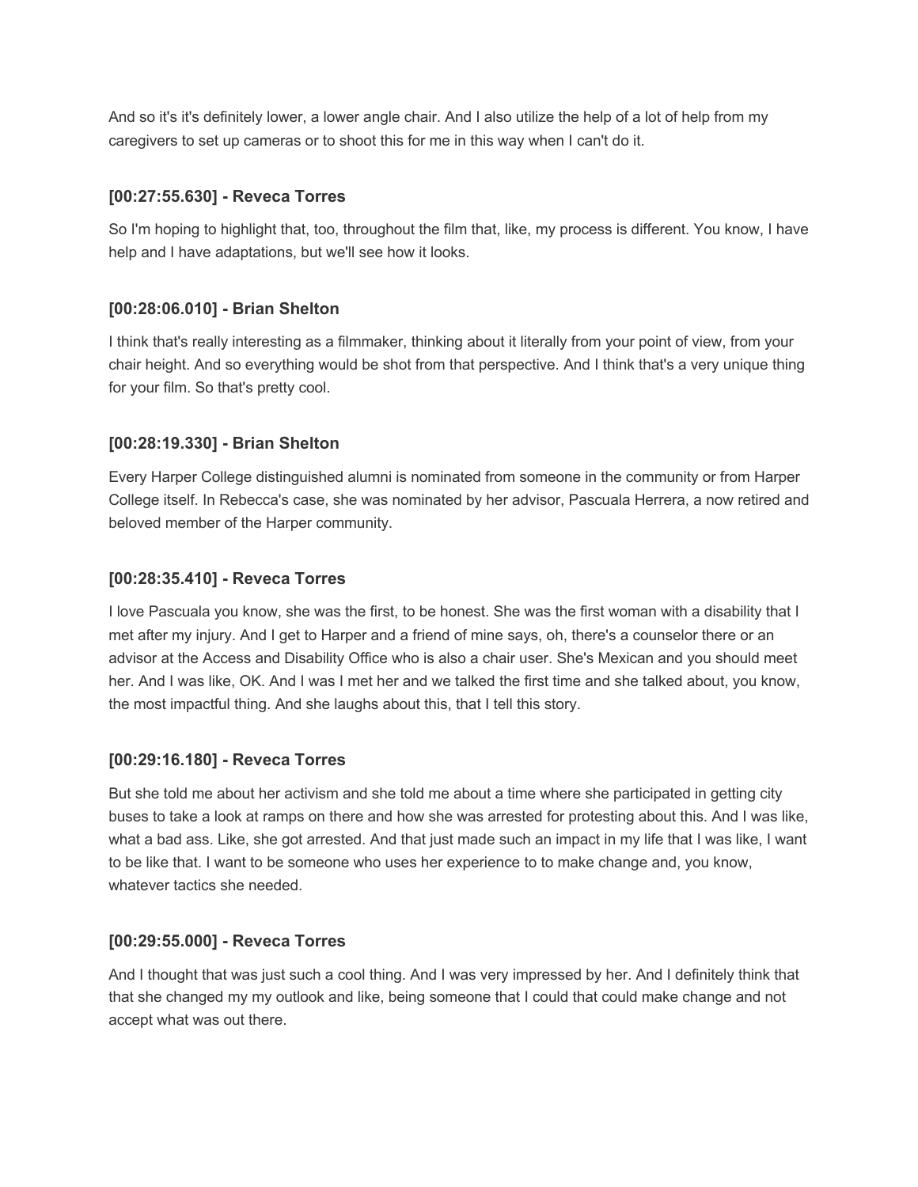And so it's it's definitely lower, a lower angle chair. And I also utilize the help of a lot of help from my caregivers to set up cameras or to shoot this for me in this way when I can't do it.

**[00:27:55.630] - Reveca Torres**

So I'm hoping to highlight that, too, throughout the film that, like, my process is different. You know, I have help and I have adaptations, but we'll see how it looks.

**[00:28:06.010] - Brian Shelton**

I think that's really interesting as a filmmaker, thinking about it literally from your point of view, from your chair height. And so everything would be shot from that perspective. And I think that's a very unique thing for your film. So that's pretty cool.

**[00:28:19.330] - Brian Shelton**

Every Harper College distinguished alumni is nominated from someone in the community or from Harper College itself. In Rebecca's case, she was nominated by her advisor, Pascuala Herrera, a now retired and beloved member of the Harper community.

**[00:28:35.410] - Reveca Torres**

I love Pascuala you know, she was the first, to be honest. She was the first woman with a disability that I met after my injury. And I get to Harper and a friend of mine says, oh, there's a counselor there or an advisor at the Access and Disability Office who is also a chair user. She's Mexican and you should meet her. And I was like, OK. And I was I met her and we talked the first time and she talked about, you know, the most impactful thing. And she laughs about this, that I tell this story.

**[00:29:16.180] - Reveca Torres**

But she told me about her activism and she told me about a time where she participated in getting city buses to take a look at ramps on there and how she was arrested for protesting about this. And I was like, what a bad ass. Like, she got arrested. And that just made such an impact in my life that I was like, I want to be like that. I want to be someone who uses her experience to to make change and, you know, whatever tactics she needed.

**[00:29:55.000] - Reveca Torres**

And I thought that was just such a cool thing. And I was very impressed by her. And I definitely think that that she changed my my outlook and like, being someone that I could that could make change and not accept what was out there.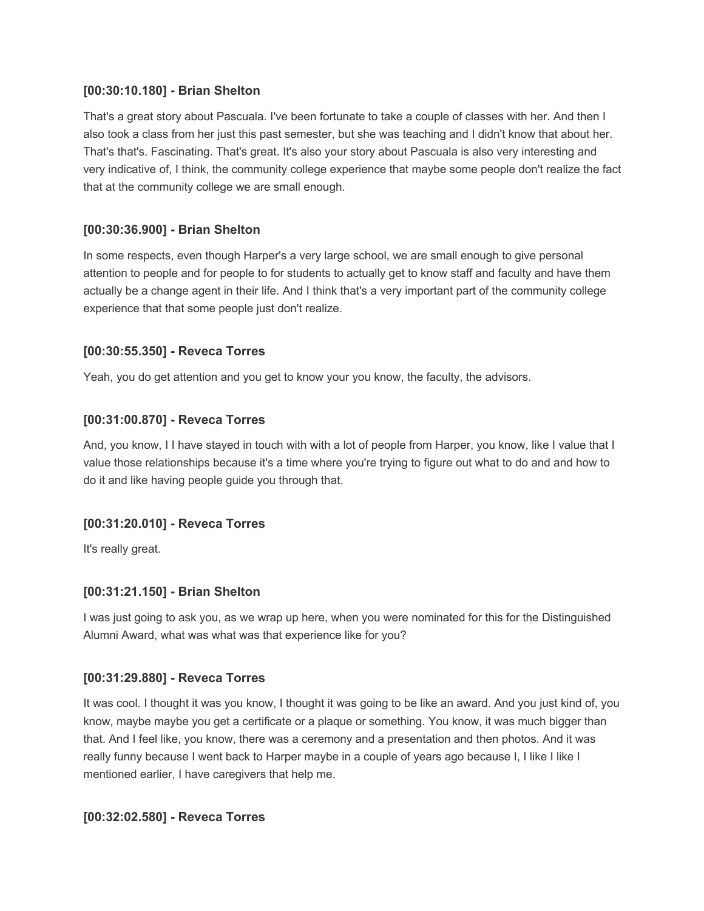### [00:30:10.180] - Brian Shelton

That's a great story about Pascuala. I've been fortunate to take a couple of classes with her. And then I also took a class from her just this past semester, but she was teaching and I didn't know that about her. That's that's. Fascinating. That's great. It's also your story about Pascuala is also very interesting and very indicative of, I think, the community college experience that maybe some people don't realize the fact that at the community college we are small enough.

### [00:30:36.900] - Brian Shelton

In some respects, even though Harper's a very large school, we are small enough to give personal attention to people and for people to for students to actually get to know staff and faculty and have them actually be a change agent in their life. And I think that's a very important part of the community college experience that that some people just don't realize.

### [00:30:55.350] - Reveca Torres

Yeah, you do get attention and you get to know your you know, the faculty, the advisors.

### [00:31:00.870] - Reveca Torres

And, you know, I I have stayed in touch with with a lot of people from Harper, you know, like I value that I value those relationships because it's a time where you're trying to figure out what to do and and how to do it and like having people guide you through that.

### [00:31:20.010] - Reveca Torres

It's really great.

### [00:31:21.150] - Brian Shelton

I was just going to ask you, as we wrap up here, when you were nominated for this for the Distinguished Alumni Award, what was what was that experience like for you?

### [00:31:29.880] - Reveca Torres

It was cool. I thought it was you know, I thought it was going to be like an award. And you just kind of, you know, maybe maybe you get a certificate or a plaque or something. You know, it was much bigger than that. And I feel like, you know, there was a ceremony and a presentation and then photos. And it was really funny because I went back to Harper maybe in a couple of years ago because I, I like I like I mentioned earlier, I have caregivers that help me.

### [00:32:02.580] - Reveca Torres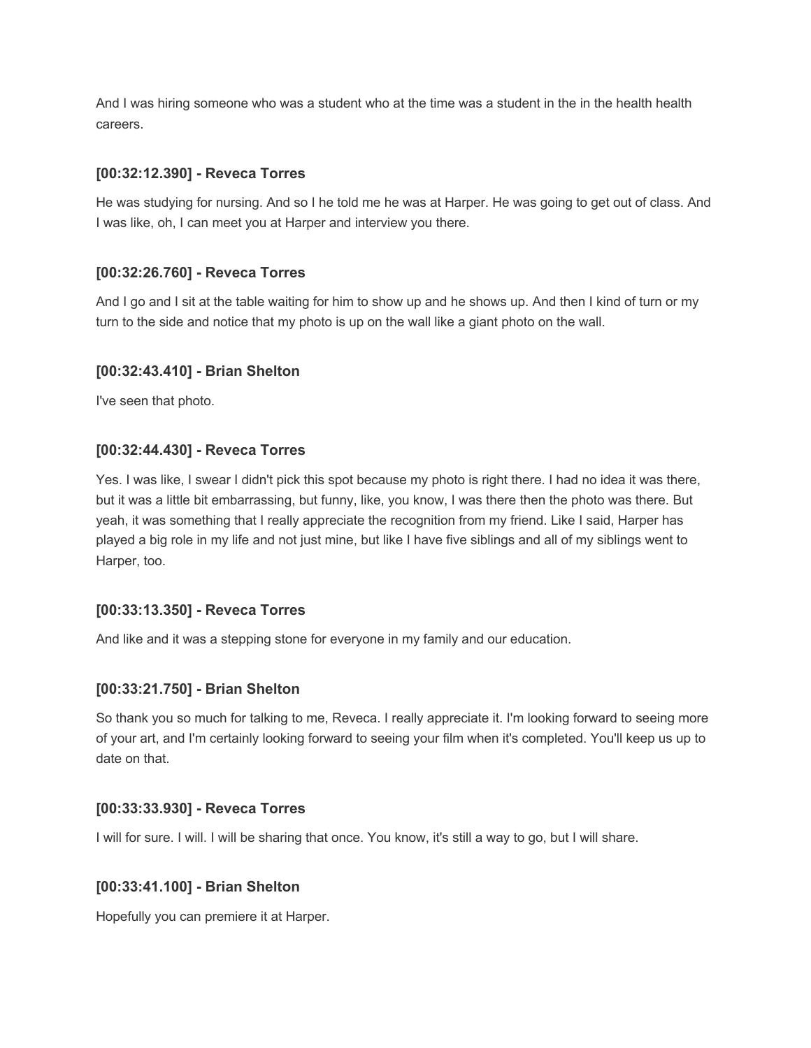And I was hiring someone who was a student who at the time was a student in the in the health health careers.

### [00:32:12.390] - Reveca Torres

He was studying for nursing. And so I he told me he was at Harper. He was going to get out of class. And I was like, oh, I can meet you at Harper and interview you there.

### [00:32:26.760] - Reveca Torres

And I go and I sit at the table waiting for him to show up and he shows up. And then I kind of turn or my turn to the side and notice that my photo is up on the wall like a giant photo on the wall.

### [00:32:43.410] - Brian Shelton

I've seen that photo.

### [00:32:44.430] - Reveca Torres

Yes. I was like, I swear I didn't pick this spot because my photo is right there. I had no idea it was there, but it was a little bit embarrassing, but funny, like, you know, I was there then the photo was there. But yeah, it was something that I really appreciate the recognition from my friend. Like I said, Harper has played a big role in my life and not just mine, but like I have five siblings and all of my siblings went to Harper, too.

### [00:33:13.350] - Reveca Torres

And like and it was a stepping stone for everyone in my family and our education.

### [00:33:21.750] - Brian Shelton

So thank you so much for talking to me, Reveca. I really appreciate it. I'm looking forward to seeing more of your art, and I'm certainly looking forward to seeing your film when it's completed. You'll keep us up to date on that.

### [00:33:33.930] - Reveca Torres

I will for sure. I will. I will be sharing that once. You know, it's still a way to go, but I will share.

### [00:33:41.100] - Brian Shelton

Hopefully you can premiere it at Harper.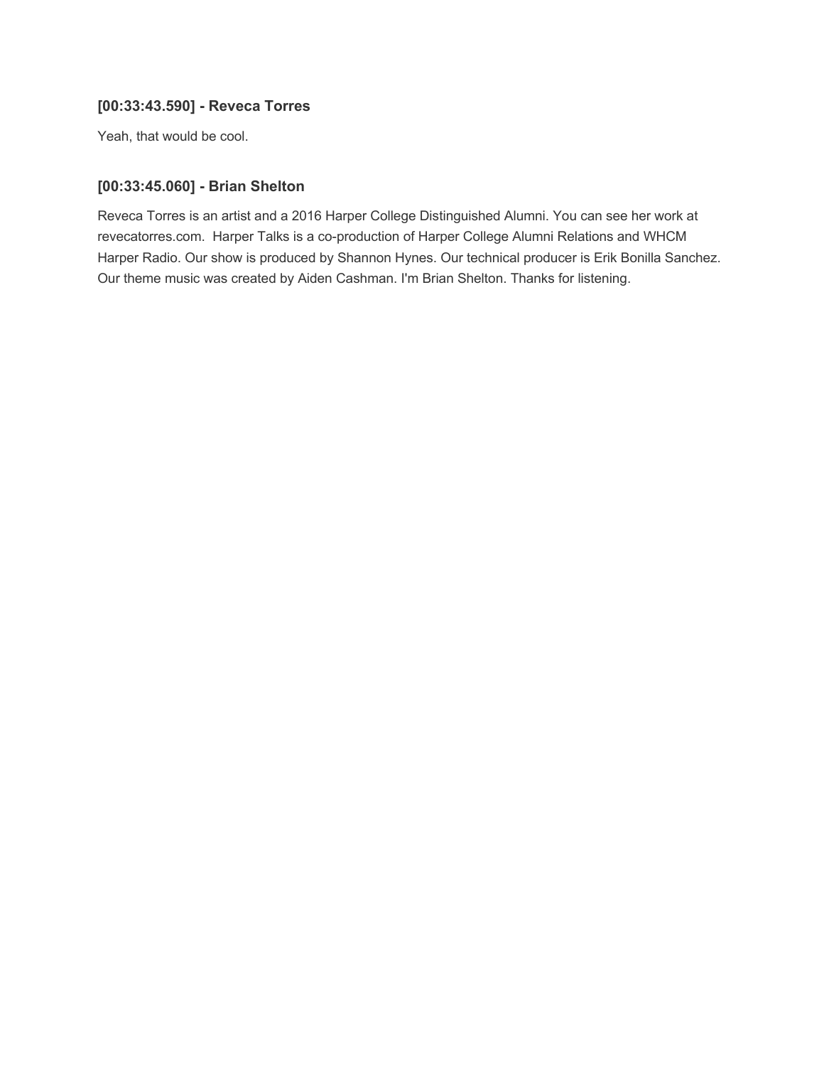**[00:33:43.590] - Reveca Torres**

Yeah, that would be cool.

**[00:33:45.060] - Brian Shelton**

Reveca Torres is an artist and a 2016 Harper College Distinguished Alumni. You can see her work at revecatorres.com. Harper Talks is a co-production of Harper College Alumni Relations and WHCM Harper Radio. Our show is produced by Shannon Hynes. Our technical producer is Erik Bonilla Sanchez. Our theme music was created by Aiden Cashman. I'm Brian Shelton. Thanks for listening.